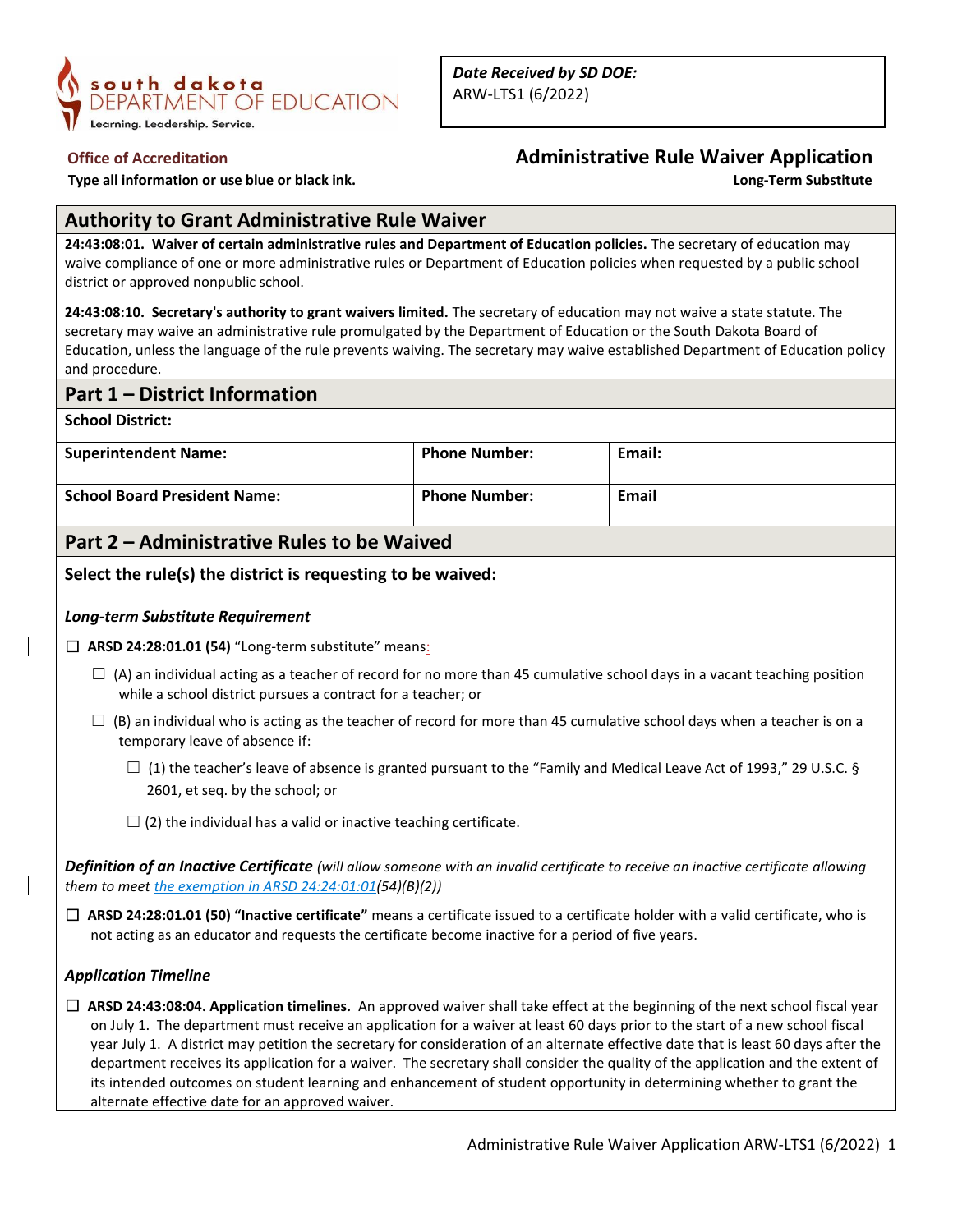*Date Received by SD DOE:*
ARW-LTS1 (6/2022)

**Office of Accreditation**

**Type all information or use blue or black ink.**

# Administrative Rule Waiver Application

**Long-Term Substitute**

## Authority to Grant Administrative Rule Waiver

**24:43:08:01. Waiver of certain administrative rules and Department of Education policies.** The secretary of education may waive compliance of one or more administrative rules or Department of Education policies when requested by a public school district or approved nonpublic school.

**24:43:08:10. Secretary's authority to grant waivers limited.** The secretary of education may not waive a state statute. The secretary may waive an administrative rule promulgated by the Department of Education or the South Dakota Board of Education, unless the language of the rule prevents waiving. The secretary may waive established Department of Education policy and procedure.

## Part 1 – District Information

| **School District:** | | |
|---|---|---|
| **Superintendent Name:** | **Phone Number:** | **Email:** |
| **School Board President Name:** | **Phone Number:** | **Email** |

## Part 2 – Administrative Rules to be Waived

### Select the rule(s) the district is requesting to be waived:

***Long-term Substitute Requirement***

☐ **ARSD 24:28:01.01 (54)** "Long-term substitute" means:

- ☐ (A) an individual acting as a teacher of record for no more than 45 cumulative school days in a vacant teaching position while a school district pursues a contract for a teacher; or
- ☐ (B) an individual who is acting as the teacher of record for more than 45 cumulative school days when a teacher is on a temporary leave of absence if:
  - ☐ (1) the teacher's leave of absence is granted pursuant to the "Family and Medical Leave Act of 1993," 29 U.S.C. § 2601, et seq. by the school; or
  - ☐ (2) the individual has a valid or inactive teaching certificate.

***Definition of an Inactive Certificate*** *(will allow someone with an invalid certificate to receive an inactive certificate allowing them to meet the exemption in ARSD 24:24:01:01(54)(B)(2))*

☐ **ARSD 24:28:01.01 (50) "Inactive certificate"** means a certificate issued to a certificate holder with a valid certificate, who is not acting as an educator and requests the certificate become inactive for a period of five years.

***Application Timeline***

☐ **ARSD 24:43:08:04. Application timelines.** An approved waiver shall take effect at the beginning of the next school fiscal year on July 1. The department must receive an application for a waiver at least 60 days prior to the start of a new school fiscal year July 1. A district may petition the secretary for consideration of an alternate effective date that is least 60 days after the department receives its application for a waiver. The secretary shall consider the quality of the application and the extent of its intended outcomes on student learning and enhancement of student opportunity in determining whether to grant the alternate effective date for an approved waiver.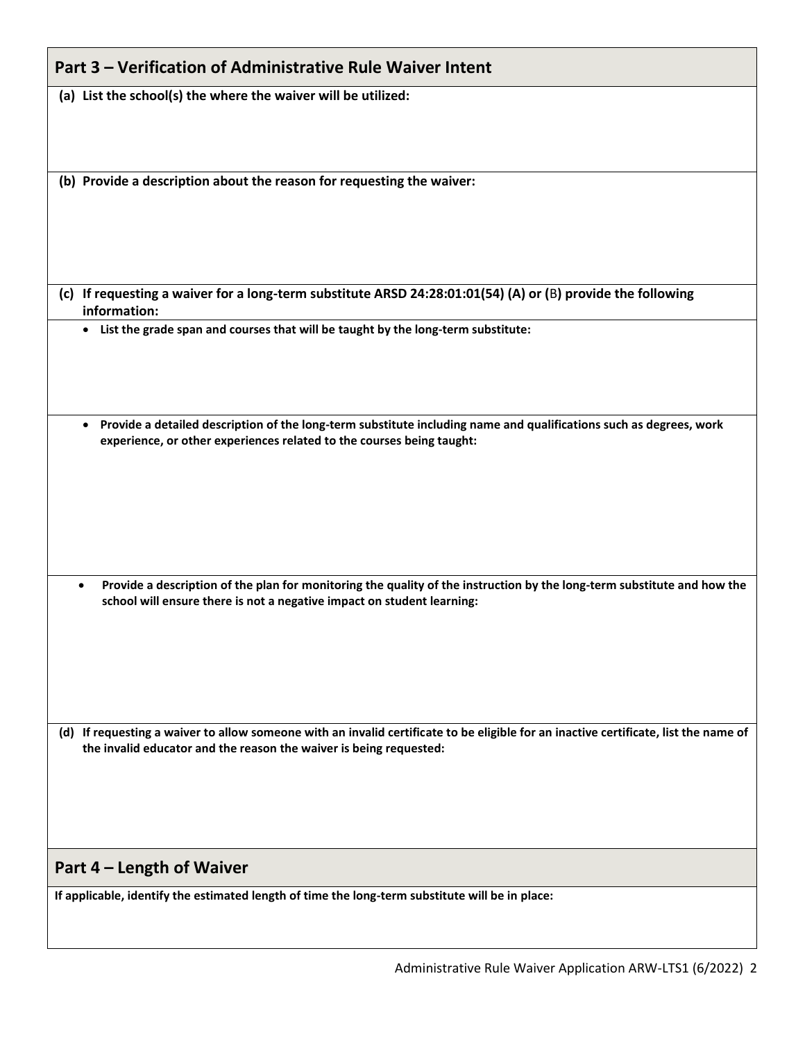## Part 3 – Verification of Administrative Rule Waiver Intent

**(a) List the school(s) the where the waiver will be utilized:**

**(b) Provide a description about the reason for requesting the waiver:**

**(c) If requesting a waiver for a long-term substitute ARSD 24:28:01:01(54) (A) or (B) provide the following information:**

- **List the grade span and courses that will be taught by the long-term substitute:**

- **Provide a detailed description of the long-term substitute including name and qualifications such as degrees, work experience, or other experiences related to the courses being taught:**

- **Provide a description of the plan for monitoring the quality of the instruction by the long-term substitute and how the school will ensure there is not a negative impact on student learning:**

**(d) If requesting a waiver to allow someone with an invalid certificate to be eligible for an inactive certificate, list the name of the invalid educator and the reason the waiver is being requested:**

## Part 4 – Length of Waiver

**If applicable, identify the estimated length of time the long-term substitute will be in place:**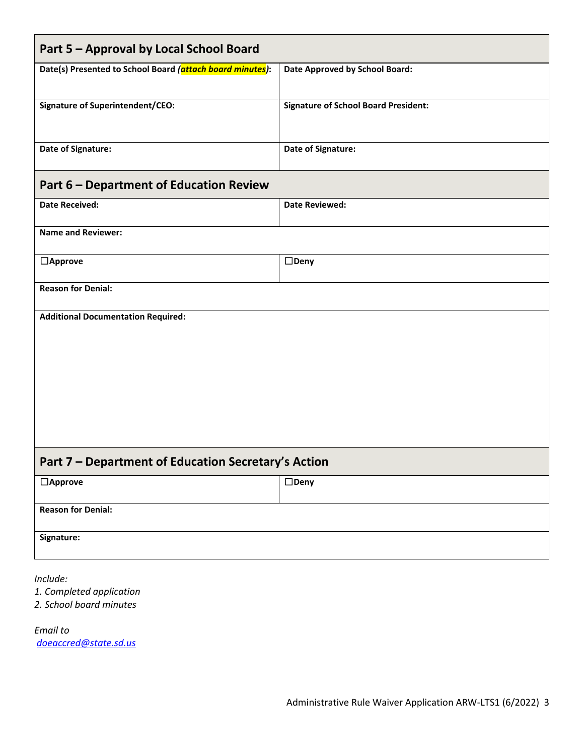## Part 5 – Approval by Local School Board

| | |
|---|---|
| **Date(s) Presented to School Board (*attach board minutes*):** | **Date Approved by School Board:** |
| **Signature of Superintendent/CEO:** | **Signature of School Board President:** |
| **Date of Signature:** | **Date of Signature:** |

## Part 6 – Department of Education Review

| | |
|---|---|
| **Date Received:** | **Date Reviewed:** |
| **Name and Reviewer:** | |
| ☐**Approve** | ☐**Deny** |
| **Reason for Denial:** | |
| **Additional Documentation Required:** | |

## Part 7 – Department of Education Secretary's Action

| | |
|---|---|
| ☐**Approve** | ☐**Deny** |
| **Reason for Denial:** | |
| **Signature:** | |

*Include:*
*1. Completed application*
*2. School board minutes*

*Email to*
*doeaccred@state.sd.us*

Administrative Rule Waiver Application ARW-LTS1 (6/2022)